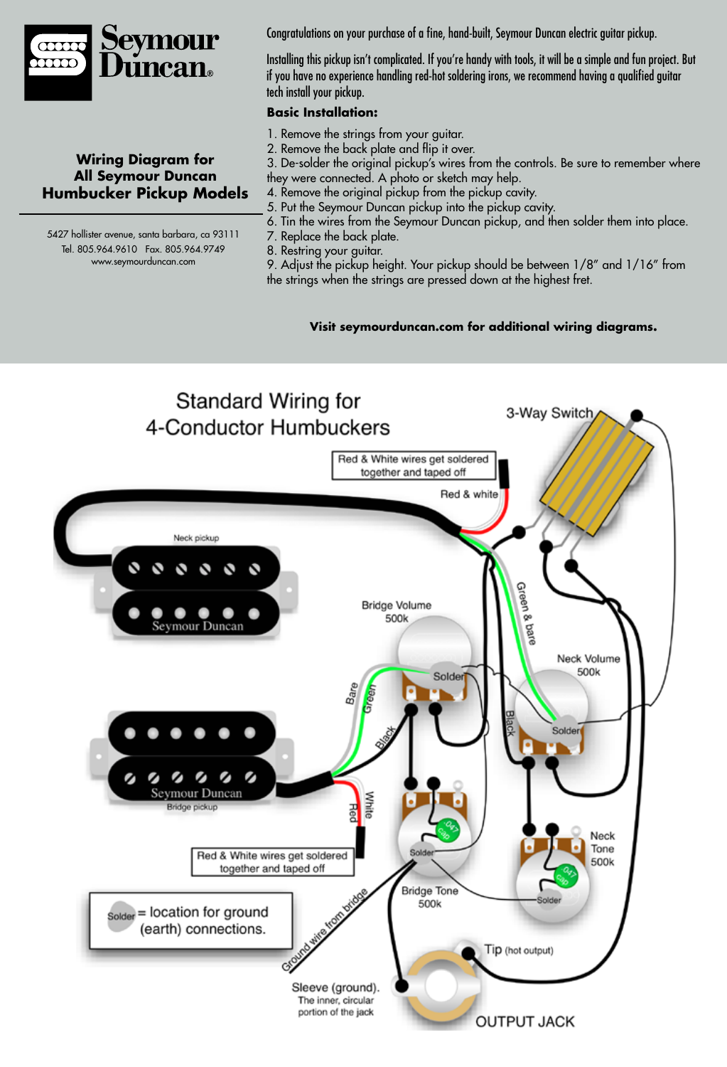# Seymour Duncan

## Wiring Diagram for All Seymour Duncan Humbucker Pickup Models

5427 hollister avenue, santa barbara, ca 93111
Tel. 805.964.9610 Fax. 805.964.9749
www.seymourduncan.com

Congratulations on your purchase of a fine, hand-built, Seymour Duncan electric guitar pickup.

Installing this pickup isn't complicated. If you're handy with tools, it will be a simple and fun project. But if you have no experience handling red-hot soldering irons, we recommend having a qualified guitar tech install your pickup.

**Basic Installation:**

1. Remove the strings from your guitar.
2. Remove the back plate and flip it over.
3. De-solder the original pickup's wires from the controls. Be sure to remember where they were connected. A photo or sketch may help.
4. Remove the original pickup from the pickup cavity.
5. Put the Seymour Duncan pickup into the pickup cavity.
6. Tin the wires from the Seymour Duncan pickup, and then solder them into place.
7. Replace the back plate.
8. Restring your guitar.
9. Adjust the pickup height. Your pickup should be between 1/8" and 1/16" from the strings when the strings are pressed down at the highest fret.

**Visit seymourduncan.com for additional wiring diagrams.**

## Standard Wiring for 4-Conductor Humbuckers

3-Way Switch

Red & White wires get soldered together and taped off

Red & white

Neck pickup

Green & bare

Bridge Volume 500k

Solder

Neck Volume 500k

Bare

Green

Black

Solder

Bridge pickup

White

Red

.047 cap

Solder

Neck Tone 500k

.047 cap

Solder

Red & White wires get soldered together and taped off

Bridge Tone 500k

Solder = location for ground (earth) connections.

Ground wire from bridge

Tip (hot output)

Sleeve (ground). The inner, circular portion of the jack

OUTPUT JACK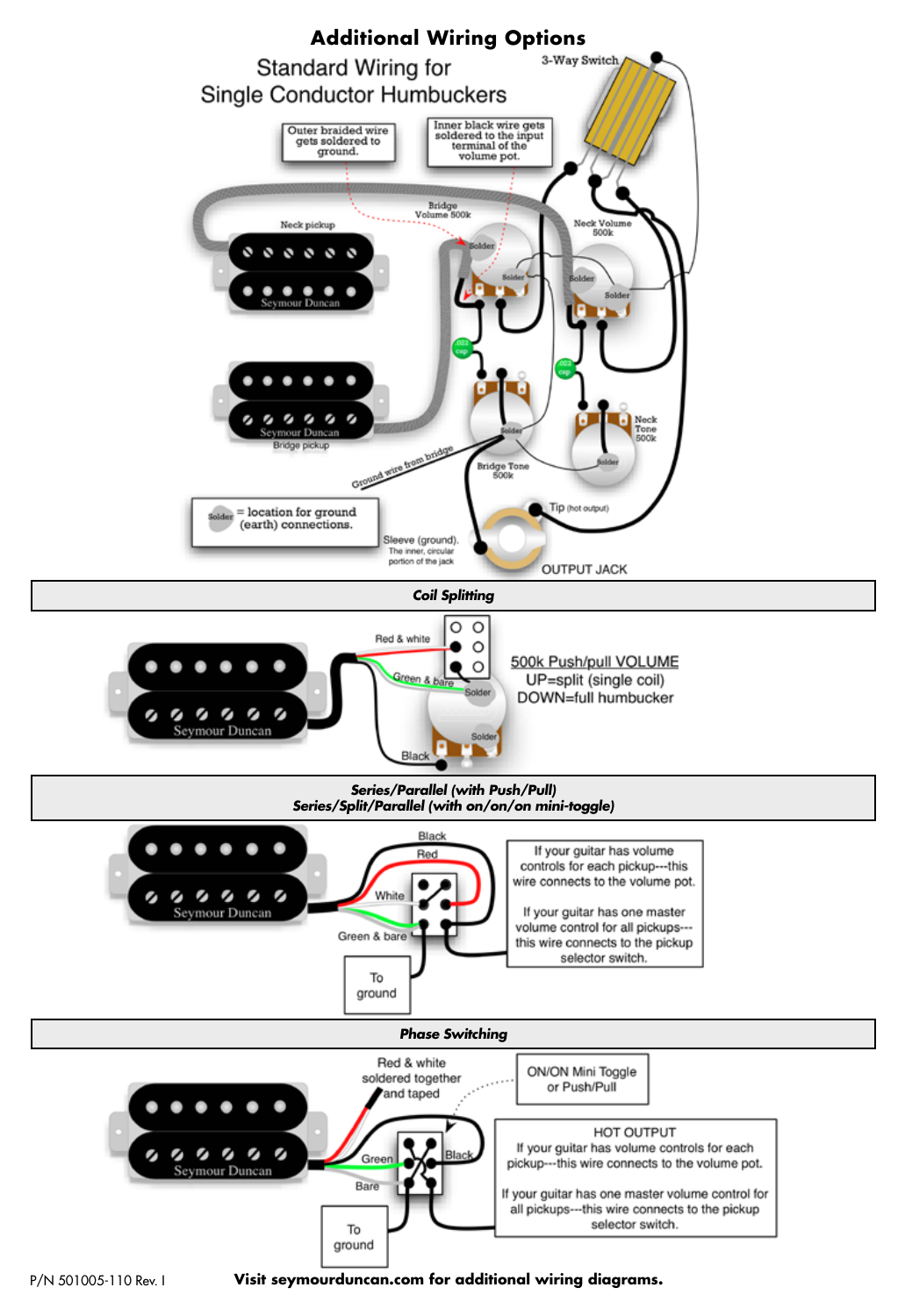# Additional Wiring Options

## Standard Wiring for Single Conductor Humbuckers

3-Way Switch

Outer braided wire gets soldered to ground.

Inner black wire gets soldered to the input terminal of the volume pot.

Neck pickup

Bridge Volume 500k

Neck Volume 500k

Solder

.022 cap

Neck Tone 500k

Bridge pickup

Ground wire from bridge

Bridge Tone 500k

Solder = location for ground (earth) connections.

Sleeve (ground). The inner, circular portion of the jack

Tip (hot output)

OUTPUT JACK

## *Coil Splitting*

Red & white

Green & bare

Black

Solder

500k Push/pull VOLUME
UP=split (single coil)
DOWN=full humbucker

## *Series/Parallel (with Push/Pull)*
## *Series/Split/Parallel (with on/on/on mini-toggle)*

Black

Red

White

Green & bare

To ground

If your guitar has volume controls for each pickup---this wire connects to the volume pot.

If your guitar has one master volume control for all pickups---this wire connects to the pickup selector switch.

## *Phase Switching*

Red & white soldered together and taped

ON/ON Mini Toggle or Push/Pull

Green

Bare

Black

To ground

HOT OUTPUT
If your guitar has volume controls for each pickup---this wire connects to the volume pot.

If your guitar has one master volume control for all pickups---this wire connects to the pickup selector switch.

P/N 501005-110 Rev. I

**Visit seymourduncan.com for additional wiring diagrams.**